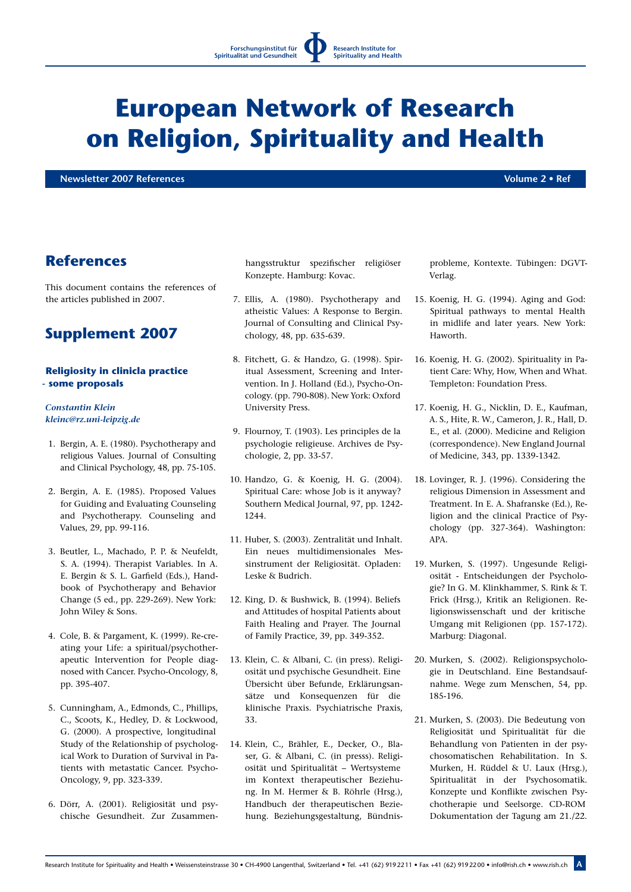# European Network of Research on Religion, Spirituality and Health

**Newsletter 2007 References** **Volume 2 • Ref**

## References

This document contains the references of the articles published in 2007.

## Supplement 2007

### Religiosity in clinicla practice - some proposals

*Constantin Klein*
*kleinc@rz.uni-leipzig.de*

1. Bergin, A. E. (1980). Psychotherapy and religious Values. Journal of Consulting and Clinical Psychology, 48, pp. 75-105.

2. Bergin, A. E. (1985). Proposed Values for Guiding and Evaluating Counseling and Psychotherapy. Counseling and Values, 29, pp. 99-116.

3. Beutler, L., Machado, P. P. & Neufeldt, S. A. (1994). Therapist Variables. In A. E. Bergin & S. L. Garfield (Eds.), Handbook of Psychotherapy and Behavior Change (5 ed., pp. 229-269). New York: John Wiley & Sons.

4. Cole, B. & Pargament, K. (1999). Re-creating your Life: a spiritual/psychotherapeutic Intervention for People diagnosed with Cancer. Psycho-Oncology, 8, pp. 395-407.

5. Cunningham, A., Edmonds, C., Phillips, C., Scoots, K., Hedley, D. & Lockwood, G. (2000). A prospective, longitudinal Study of the Relationship of psychological Work to Duration of Survival in Patients with metastatic Cancer. Psycho-Oncology, 9, pp. 323-339.

6. Dörr, A. (2001). Religiosität und psychische Gesundheit. Zur Zusammenhangsstruktur spezifischer religiöser Konzepte. Hamburg: Kovac.

7. Ellis, A. (1980). Psychotherapy and atheistic Values: A Response to Bergin. Journal of Consulting and Clinical Psychology, 48, pp. 635-639.

8. Fitchett, G. & Handzo, G. (1998). Spiritual Assessment, Screening and Intervention. In J. Holland (Ed.), Psycho-Oncology. (pp. 790-808). New York: Oxford University Press.

9. Flournoy, T. (1903). Les principles de la psychologie religieuse. Archives de Psychologie, 2, pp. 33-57.

10. Handzo, G. & Koenig, H. G. (2004). Spiritual Care: whose Job is it anyway? Southern Medical Journal, 97, pp. 1242-1244.

11. Huber, S. (2003). Zentralität und Inhalt. Ein neues multidimensionales Messinstrument der Religiosität. Opladen: Leske & Budrich.

12. King, D. & Bushwick, B. (1994). Beliefs and Attitudes of hospital Patients about Faith Healing and Prayer. The Journal of Family Practice, 39, pp. 349-352.

13. Klein, C. & Albani, C. (in press). Religiosität und psychische Gesundheit. Eine Übersicht über Befunde, Erklärungsansätze und Konsequenzen für die klinische Praxis. Psychiatrische Praxis, 33.

14. Klein, C., Brähler, E., Decker, O., Blaser, G. & Albani, C. (in presss). Religiosität und Spiritualität – Wertsysteme im Kontext therapeutischer Beziehung. In M. Hermer & B. Röhrle (Hrsg.), Handbuch der therapeutischen Beziehung. Beziehungsgestaltung, Bündnisprobleme, Kontexte. Tübingen: DGVT-Verlag.

15. Koenig, H. G. (1994). Aging and God: Spiritual pathways to mental Health in midlife and later years. New York: Haworth.

16. Koenig, H. G. (2002). Spirituality in Patient Care: Why, How, When and What. Templeton: Foundation Press.

17. Koenig, H. G., Nicklin, D. E., Kaufman, A. S., Hite, R. W., Cameron, J. R., Hall, D. E., et al. (2000). Medicine and Religion (correspondence). New England Journal of Medicine, 343, pp. 1339-1342.

18. Lovinger, R. J. (1996). Considering the religious Dimension in Assessment and Treatment. In E. A. Shafranske (Ed.), Religion and the clinical Practice of Psychology (pp. 327-364). Washington: APA.

19. Murken, S. (1997). Ungesunde Religiosität - Entscheidungen der Psychologie? In G. M. Klinkhammer, S. Rink & T. Frick (Hrsg.), Kritik an Religionen. Religionswissenschaft und der kritische Umgang mit Religionen (pp. 157-172). Marburg: Diagonal.

20. Murken, S. (2002). Religionspsychologie in Deutschland. Eine Bestandsaufnahme. Wege zum Menschen, 54, pp. 185-196.

21. Murken, S. (2003). Die Bedeutung von Religiosität und Spiritualität für die Behandlung von Patienten in der psychosomatischen Rehabilitation. In S. Murken, H. Rüddel & U. Laux (Hrsg.), Spiritualität in der Psychosomatik. Konzepte und Konflikte zwischen Psychotherapie und Seelsorge. CD-ROM Dokumentation der Tagung am 21./22.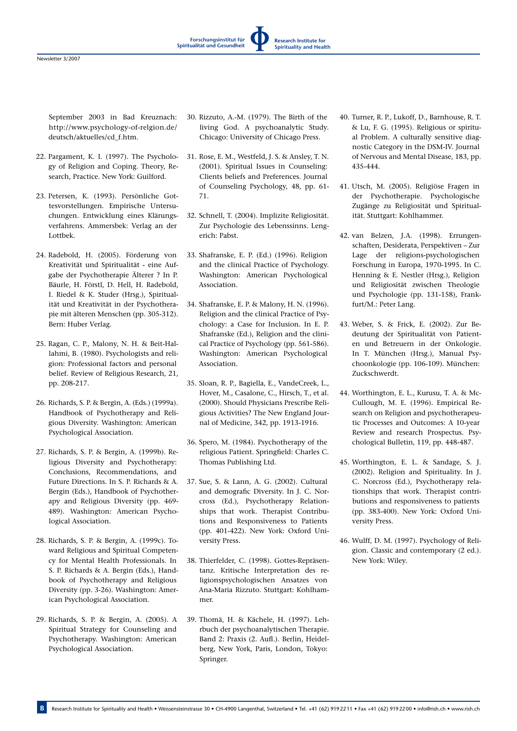September 2003 in Bad Kreuznach: http://www.psychology-of-relgion.de/deutsch/aktuelles/cd_f.htm.

22. Pargament, K. I. (1997). The Psychology of Religion and Coping. Theory, Research, Practice. New York: Guilford.

23. Petersen, K. (1993). Persönliche Gottesvorstellungen. Empirische Untersuchungen. Entwicklung eines Klärungsverfahrens. Ammersbek: Verlag an der Lottbek.

24. Radebold, H. (2005). Förderung von Kreativität und Spiritualität - eine Aufgabe der Psychotherapie Älterer ? In P. Bäurle, H. Förstl, D. Hell, H. Radebold, I. Riedel & K. Studer (Hrsg.), Spiritualität und Kreativität in der Psychotherapie mit älteren Menschen (pp. 305-312). Bern: Huber Verlag.

25. Ragan, C. P., Malony, N. H. & Beit-Hallahmi, B. (1980). Psychologists and religion: Professional factors and personal belief. Review of Religious Research, 21, pp. 208-217.

26. Richards, S. P. & Bergin, A. (Eds.) (1999a). Handbook of Psychotherapy and Religious Diversity. Washington: American Psychological Association.

27. Richards, S. P. & Bergin, A. (1999b). Religious Diversity and Psychotherapy: Conclusions, Recommendations, and Future Directions. In S. P. Richards & A. Bergin (Eds.), Handbook of Psychotherapy and Religious Diversity (pp. 469-489). Washington: American Psychological Association.

28. Richards, S. P. & Bergin, A. (1999c). Toward Religious and Spiritual Competency for Mental Health Professionals. In S. P. Richards & A. Bergin (Eds.), Handbook of Psychotherapy and Religious Diversity (pp. 3-26). Washington: American Psychological Association.

29. Richards, S. P. & Bergin, A. (2005). A Spiritual Strategy for Counseling and Psychotherapy. Washington: American Psychological Association.

30. Rizzuto, A.-M. (1979). The Birth of the living God. A psychoanalytic Study. Chicago: University of Chicago Press.

31. Rose, E. M., Westfeld, J. S. & Ansley, T. N. (2001). Spiritual Issues in Counseling: Clients beliefs and Preferences. Journal of Counseling Psychology, 48, pp. 61-71.

32. Schnell, T. (2004). Implizite Religiosität. Zur Psychologie des Lebenssinns. Lengerich: Pabst.

33. Shafranske, E. P. (Ed.) (1996). Religion and the clinical Practice of Psychology. Washington: American Psychological Association.

34. Shafranske, E. P. & Malony, H. N. (1996). Religion and the clinical Practice of Psychology: a Case for Inclusion. In E. P. Shafranske (Ed.), Religion and the clinical Practice of Psychology (pp. 561-586). Washington: American Psychological Association.

35. Sloan, R. P., Bagiella, E., VandeCreek, L., Hover, M., Casalone, C., Hirsch, T., et al. (2000). Should Physicians Prescribe Religious Activities? The New England Journal of Medicine, 342, pp. 1913-1916.

36. Spero, M. (1984). Psychotherapy of the religious Patient. Springfield: Charles C. Thomas Publishing Ltd.

37. Sue, S. & Lann, A. G. (2002). Cultural and demografic Diversity. In J. C. Norcross (Ed.), Psychotherapy Relationships that work. Therapist Contributions and Responsiveness to Patients (pp. 401-422). New York: Oxford University Press.

38. Thierfelder, C. (1998). Gottes-Repräsentanz. Kritische Interpretation des religionspsychologischen Ansatzes von Ana-Maria Rizzuto. Stuttgart: Kohlhammer.

39. Thomä, H. & Kächele, H. (1997). Lehrbuch der psychoanalytischen Therapie. Band 2: Praxis (2. Aufl.). Berlin, Heidelberg, New York, Paris, London, Tokyo: Springer.

40. Turner, R. P., Lukoff, D., Barnhouse, R. T. & Lu, F. G. (1995). Religious or spiritual Problem. A culturally sensitive diagnostic Category in the DSM-IV. Journal of Nervous and Mental Disease, 183, pp. 435-444.

41. Utsch, M. (2005). Religiöse Fragen in der Psychotherapie. Psychologische Zugänge zu Religiosität und Spiritualität. Stuttgart: Kohlhammer.

42. van Belzen, J.A. (1998). Errungenschaften, Desiderata, Perspektiven – Zur Lage der religions-psychologischen Forschung in Europa, 1970-1995. In C. Henning & E. Nestler (Hrsg.), Religion und Religiosität zwischen Theologie und Psychologie (pp. 131-158), Frankfurt/M.: Peter Lang.

43. Weber, S. & Frick, E. (2002). Zur Bedeutung der Spiritualität von Patienten und Betreuern in der Onkologie. In T. München (Hrsg.), Manual Psychoonkologie (pp. 106-109). München: Zuckschwerdt.

44. Worthington, E. L., Kurusu, T. A. & McCullough, M. E. (1996). Empirical Research on Religion and psychotherapeutic Processes and Outcomes: A 10-year Review and research Prospectus. Psychological Bulletin, 119, pp. 448-487.

45. Worthington, E. L. & Sandage, S. J. (2002). Religion and Spirituality. In J. C. Norcross (Ed.), Psychotherapy relationships that work. Therapist contributions and responsiveness to patients (pp. 383-400). New York: Oxford University Press.

46. Wulff, D. M. (1997). Psychology of Religion. Classic and contemporary (2 ed.). New York: Wiley.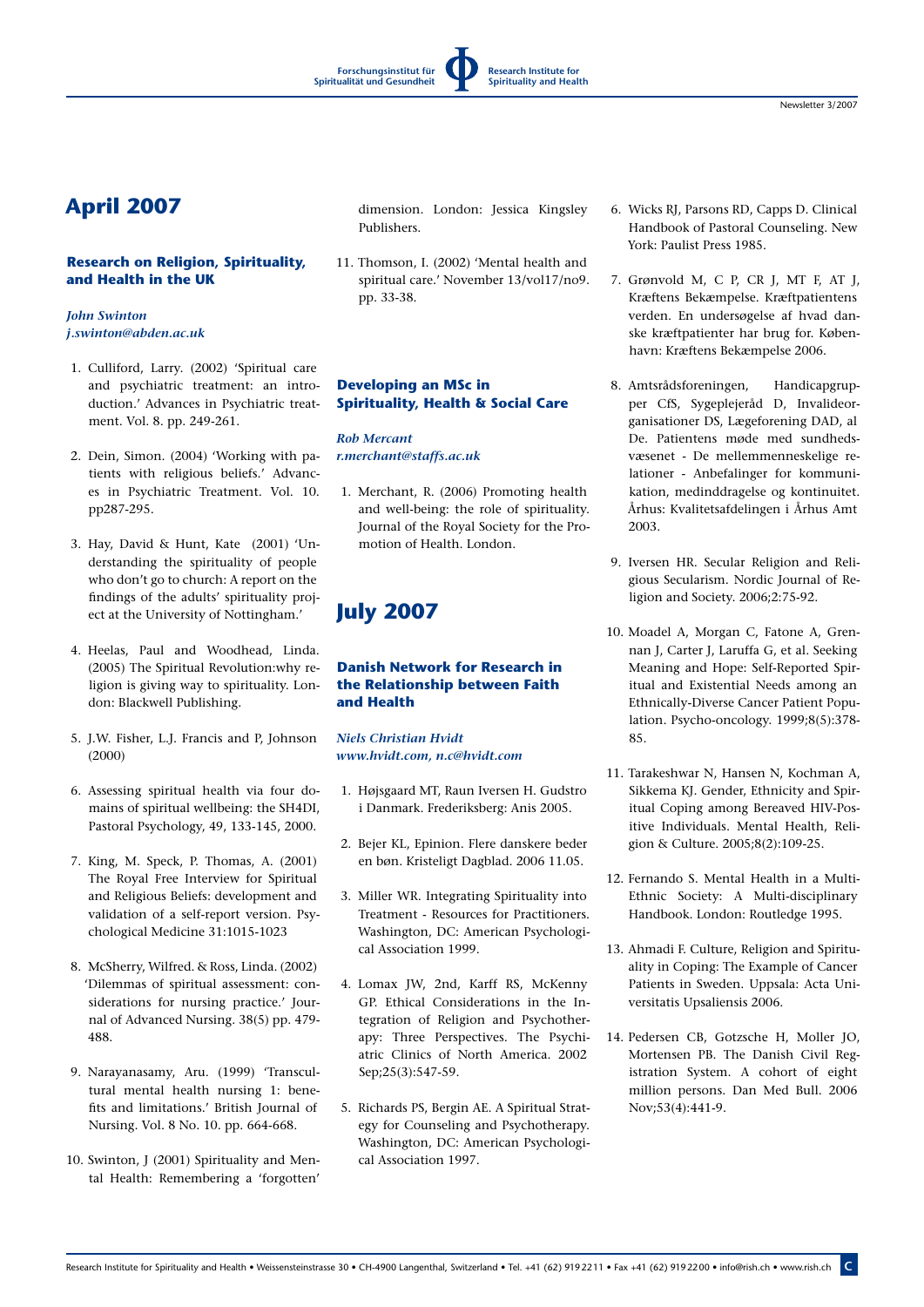## April 2007

### Research on Religion, Spirituality, and Health in the UK

*John Swinton*
*j.swinton@abden.ac.uk*

1. Culliford, Larry. (2002) 'Spiritual care and psychiatric treatment: an introduction.' Advances in Psychiatric treatment. Vol. 8. pp. 249-261.

2. Dein, Simon. (2004) 'Working with patients with religious beliefs.' Advances in Psychiatric Treatment. Vol. 10. pp287-295.

3. Hay, David & Hunt, Kate (2001) 'Understanding the spirituality of people who don't go to church: A report on the findings of the adults' spirituality project at the University of Nottingham.'

4. Heelas, Paul and Woodhead, Linda. (2005) The Spiritual Revolution:why religion is giving way to spirituality. London: Blackwell Publishing.

5. J.W. Fisher, L.J. Francis and P, Johnson (2000)

6. Assessing spiritual health via four domains of spiritual wellbeing: the SH4DI, Pastoral Psychology, 49, 133-145, 2000.

7. King, M. Speck, P. Thomas, A. (2001) The Royal Free Interview for Spiritual and Religious Beliefs: development and validation of a self-report version. Psychological Medicine 31:1015-1023

8. McSherry, Wilfred. & Ross, Linda. (2002) 'Dilemmas of spiritual assessment: considerations for nursing practice.' Journal of Advanced Nursing. 38(5) pp. 479-488.

9. Narayanasamy, Aru. (1999) 'Transcultural mental health nursing 1: benefits and limitations.' British Journal of Nursing. Vol. 8 No. 10. pp. 664-668.

10. Swinton, J (2001) Spirituality and Mental Health: Remembering a 'forgotten' dimension. London: Jessica Kingsley Publishers.

11. Thomson, I. (2002) 'Mental health and spiritual care.' November 13/vol17/no9. pp. 33-38.

### Developing an MSc in Spirituality, Health & Social Care

*Rob Mercant*
*r.merchant@staffs.ac.uk*

1. Merchant, R. (2006) Promoting health and well-being: the role of spirituality. Journal of the Royal Society for the Promotion of Health. London.

## July 2007

### Danish Network for Research in the Relationship between Faith and Health

*Niels Christian Hvidt*
*www.hvidt.com, n.c@hvidt.com*

1. Højsgaard MT, Raun Iversen H. Gudstro i Danmark. Frederiksberg: Anis 2005.

2. Bejer KL, Epinion. Flere danskere beder en bøn. Kristeligt Dagblad. 2006 11.05.

3. Miller WR. Integrating Spirituality into Treatment - Resources for Practitioners. Washington, DC: American Psychological Association 1999.

4. Lomax JW, 2nd, Karff RS, McKenny GP. Ethical Considerations in the Integration of Religion and Psychotherapy: Three Perspectives. The Psychiatric Clinics of North America. 2002 Sep;25(3):547-59.

5. Richards PS, Bergin AE. A Spiritual Strategy for Counseling and Psychotherapy. Washington, DC: American Psychological Association 1997.

6. Wicks RJ, Parsons RD, Capps D. Clinical Handbook of Pastoral Counseling. New York: Paulist Press 1985.

7. Grønvold M, C P, CR J, MT F, AT J, Kræftens Bekæmpelse. Kræftpatientens verden. En undersøgelse af hvad danske kræftpatienter har brug for. København: Kræftens Bekæmpelse 2006.

8. Amtsrådsforeningen, Handicapgrupper CfS, Sygeplejeråd D, Invalideorganisationer DS, Lægeforening DAD, al De. Patientens møde med sundhedsvæsenet - De mellemmenneskelige relationer - Anbefalinger for kommunikation, medinddragelse og kontinuitet. Århus: Kvalitetsafdelingen i Århus Amt 2003.

9. Iversen HR. Secular Religion and Religious Secularism. Nordic Journal of Religion and Society. 2006;2:75-92.

10. Moadel A, Morgan C, Fatone A, Grennan J, Carter J, Laruffa G, et al. Seeking Meaning and Hope: Self-Reported Spiritual and Existential Needs among an Ethnically-Diverse Cancer Patient Population. Psycho-oncology. 1999;8(5):378-85.

11. Tarakeshwar N, Hansen N, Kochman A, Sikkema KJ. Gender, Ethnicity and Spiritual Coping among Bereaved HIV-Positive Individuals. Mental Health, Religion & Culture. 2005;8(2):109-25.

12. Fernando S. Mental Health in a Multi-Ethnic Society: A Multi-disciplinary Handbook. London: Routledge 1995.

13. Ahmadi F. Culture, Religion and Spirituality in Coping: The Example of Cancer Patients in Sweden. Uppsala: Acta Universitatis Upsaliensis 2006.

14. Pedersen CB, Gotzsche H, Moller JO, Mortensen PB. The Danish Civil Registration System. A cohort of eight million persons. Dan Med Bull. 2006 Nov;53(4):441-9.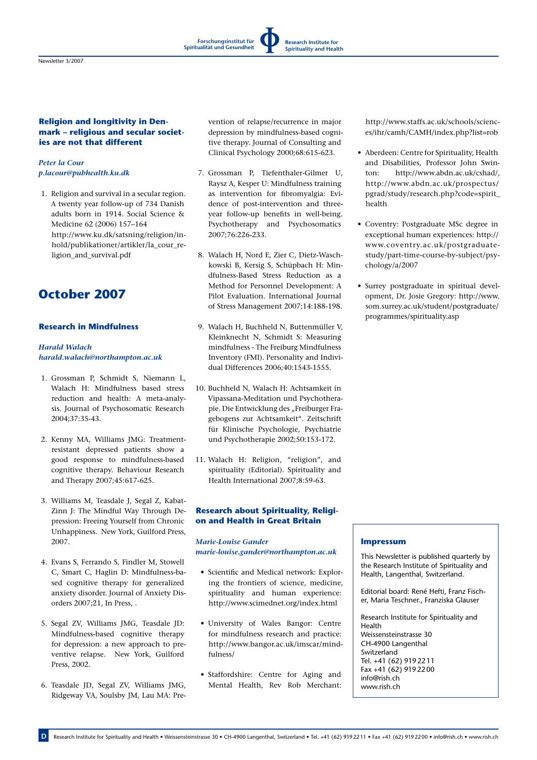### Religion and longitivity in Denmark – religious and secular societies are not that different

*Peter la Cour*
*p.lacour@pubhealth.ku.dk*

1. Religion and survival in a secular region. A twenty year follow-up of 734 Danish adults born in 1914. Social Science & Medicine 62 (2006) 157–164 http://www.ku.dk/satsning/religion/inhold/publikationer/artikler/la_cour_religion_and_survival.pdf

## October 2007

### Research in Mindfulness

*Harald Walach*
*harald.walach@northampton.ac.uk*

1. Grossman P, Schmidt S, Niemann L, Walach H: Mindfulness based stress reduction and health: A meta-analysis. Journal of Psychosomatic Research 2004;37:35-43.
2. Kenny MA, Williams JMG: Treatment-resistant depressed patients show a good response to mindfulness-based cognitive therapy. Behaviour Research and Therapy 2007;45:617-625.
3. Williams M, Teasdale J, Segal Z, Kabat-Zinn J: The Mindful Way Through Depression: Freeing Yourself from Chronic Unhappiness. New York, Guilford Press, 2007.
4. Evans S, Ferrando S, Findler M, Stowell C, Smart C, Haglin D: Mindfulness-based cognitive therapy for generalized anxiety disorder. Journal of Anxiety Disorders 2007;21, In Press, .
5. Segal ZV, Williams JMG, Teasdale JD: Mindfulness-based cognitive therapy for depression: a new approach to preventive relapse. New York, Guilford Press, 2002.
6. Teasdale JD, Segal ZV, Williams JMG, Ridgeway VA, Soulsby JM, Lau MA: Prevention of relapse/recurrence in major depression by mindfulness-based cognitive therapy. Journal of Consulting and Clinical Psychology 2000;68:615-623.
7. Grossman P, Tiefenthaler-Gilmer U, Raysz A, Kesper U: Mindfulness training as intervention for fibromyalgia: Evidence of post-intervention and three-year follow-up benefits in well-being. Psychotherapy and Psychosomatics 2007;76:226-233.
8. Walach H, Nord E, Zier C, Dietz-Waschkowski B, Kersig S, Schüpbach H: Mindfulness-Based Stress Reduction as a Method for Personnel Development: A Pilot Evaluation. International Journal of Stress Management 2007;14:188-198.
9. Walach H, Buchheld N, Buttenmüller V, Kleinknecht N, Schmidt S: Measuring mindfulness - The Freiburg Mindfulness Inventory (FMI). Personality and Individual Differences 2006;40:1543-1555.
10. Buchheld N, Walach H: Achtsamkeit in Vipassana-Meditation und Psychotherapie. Die Entwicklung des „Freiburger Fragebogens zur Achtsamkeit“. Zeitschrift für Klinische Psychologie, Psychiatrie und Psychotherapie 2002;50:153-172.
11. Walach H: Religion, “religion”, and spirituality (Editorial). Spirituality and Health International 2007;8:59-63.

### Research about Spirituality, Religion and Health in Great Britain

*Marie-Louise Gander*
*marie-louise.gander@northampton.ac.uk*

- Scientific and Medical network: Exploring the frontiers of science, medicine, spirituality and human experience: http://www.scimednet.org/index.html
- University of Wales Bangor: Centre for mindfulness research and practice: http://www.bangor.ac.uk/imscar/mindfulness/
- Staffordshire: Centre for Aging and Mental Health, Rev Rob Merchant: http://www.staffs.ac.uk/schools/sciences/ihr/camh/CAMH/index.php?list=rob
- Aberdeen: Centre for Spirituality, Health and Disabilities, Professor John Swinton: http://www.abdn.ac.uk/cshad/, http://www.abdn.ac.uk/prospectus/pgrad/study/research.php?code=spirit_health
- Coventry: Postgraduate MSc degree in exceptional human experiences: http://www.coventry.ac.uk/postgraduate-study/part-time-course-by-subject/psychology/a/2007
- Surrey postgraduate in spiritual development, Dr. Josie Gregory: http://www.som.surrey.ac.uk/student/postgraduate/programmes/spirituality.asp

### Impressum

This Newsletter is published quarterly by the Research Institute of Spirituality and Health, Langenthal, Switzerland.

Editorial board: René Hefti, Franz Fischer, Maria Teschner., Franziska Glauser

Research Institute for Spirituality and Health
Weissensteinstrasse 30
CH-4900 Langenthal
Switzerland
Tel. +41 (62) 919 22 11
Fax +41 (62) 919 22 00
info@rish.ch
www.rish.ch